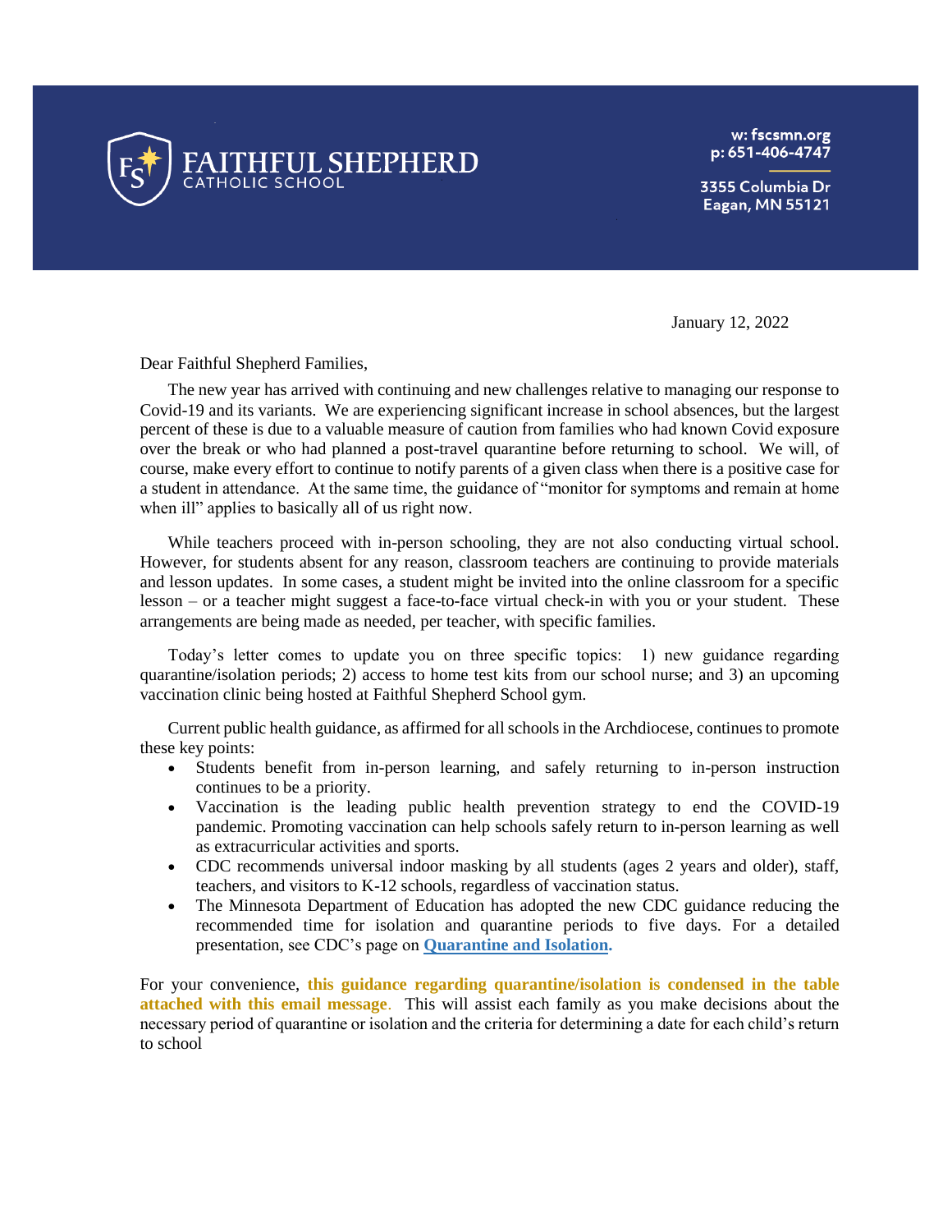**FAITHFUL SHEPHERD**
CATHOLIC SCHOOL

w: fscsmn.org
p: 651-406-4747

3355 Columbia Dr
Eagan, MN 55121

January 12, 2022

Dear Faithful Shepherd Families,

The new year has arrived with continuing and new challenges relative to managing our response to Covid-19 and its variants. We are experiencing significant increase in school absences, but the largest percent of these is due to a valuable measure of caution from families who had known Covid exposure over the break or who had planned a post-travel quarantine before returning to school. We will, of course, make every effort to continue to notify parents of a given class when there is a positive case for a student in attendance. At the same time, the guidance of "monitor for symptoms and remain at home when ill" applies to basically all of us right now.

While teachers proceed with in-person schooling, they are not also conducting virtual school. However, for students absent for any reason, classroom teachers are continuing to provide materials and lesson updates. In some cases, a student might be invited into the online classroom for a specific lesson – or a teacher might suggest a face-to-face virtual check-in with you or your student. These arrangements are being made as needed, per teacher, with specific families.

Today's letter comes to update you on three specific topics: 1) new guidance regarding quarantine/isolation periods; 2) access to home test kits from our school nurse; and 3) an upcoming vaccination clinic being hosted at Faithful Shepherd School gym.

Current public health guidance, as affirmed for all schools in the Archdiocese, continues to promote these key points:

- Students benefit from in-person learning, and safely returning to in-person instruction continues to be a priority.
- Vaccination is the leading public health prevention strategy to end the COVID-19 pandemic. Promoting vaccination can help schools safely return to in-person learning as well as extracurricular activities and sports.
- CDC recommends universal indoor masking by all students (ages 2 years and older), staff, teachers, and visitors to K-12 schools, regardless of vaccination status.
- The Minnesota Department of Education has adopted the new CDC guidance reducing the recommended time for isolation and quarantine periods to five days. For a detailed presentation, see CDC's page on **Quarantine and Isolation.**

For your convenience, **this guidance regarding quarantine/isolation is condensed in the table attached with this email message**. This will assist each family as you make decisions about the necessary period of quarantine or isolation and the criteria for determining a date for each child's return to school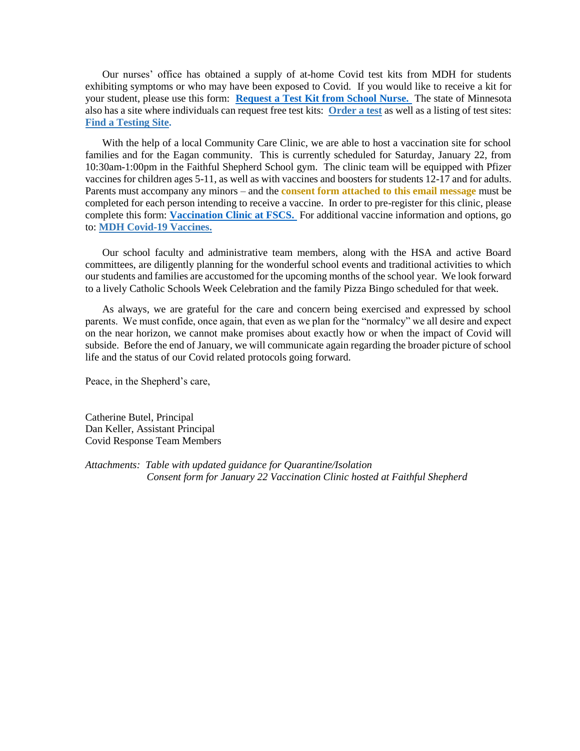Our nurses' office has obtained a supply of at-home Covid test kits from MDH for students exhibiting symptoms or who may have been exposed to Covid. If you would like to receive a kit for your student, please use this form: **Request a Test Kit from School Nurse.** The state of Minnesota also has a site where individuals can request free test kits: **Order a test** as well as a listing of test sites: **Find a Testing Site.**

With the help of a local Community Care Clinic, we are able to host a vaccination site for school families and for the Eagan community. This is currently scheduled for Saturday, January 22, from 10:30am-1:00pm in the Faithful Shepherd School gym. The clinic team will be equipped with Pfizer vaccines for children ages 5-11, as well as with vaccines and boosters for students 12-17 and for adults. Parents must accompany any minors – and the **consent form attached to this email message** must be completed for each person intending to receive a vaccine. In order to pre-register for this clinic, please complete this form: **Vaccination Clinic at FSCS.** For additional vaccine information and options, go to: **MDH Covid-19 Vaccines.**

Our school faculty and administrative team members, along with the HSA and active Board committees, are diligently planning for the wonderful school events and traditional activities to which our students and families are accustomed for the upcoming months of the school year. We look forward to a lively Catholic Schools Week Celebration and the family Pizza Bingo scheduled for that week.

As always, we are grateful for the care and concern being exercised and expressed by school parents. We must confide, once again, that even as we plan for the "normalcy" we all desire and expect on the near horizon, we cannot make promises about exactly how or when the impact of Covid will subside. Before the end of January, we will communicate again regarding the broader picture of school life and the status of our Covid related protocols going forward.

Peace, in the Shepherd's care,

Catherine Butel, Principal
Dan Keller, Assistant Principal
Covid Response Team Members

*Attachments: Table with updated guidance for Quarantine/Isolation*
*Consent form for January 22 Vaccination Clinic hosted at Faithful Shepherd*